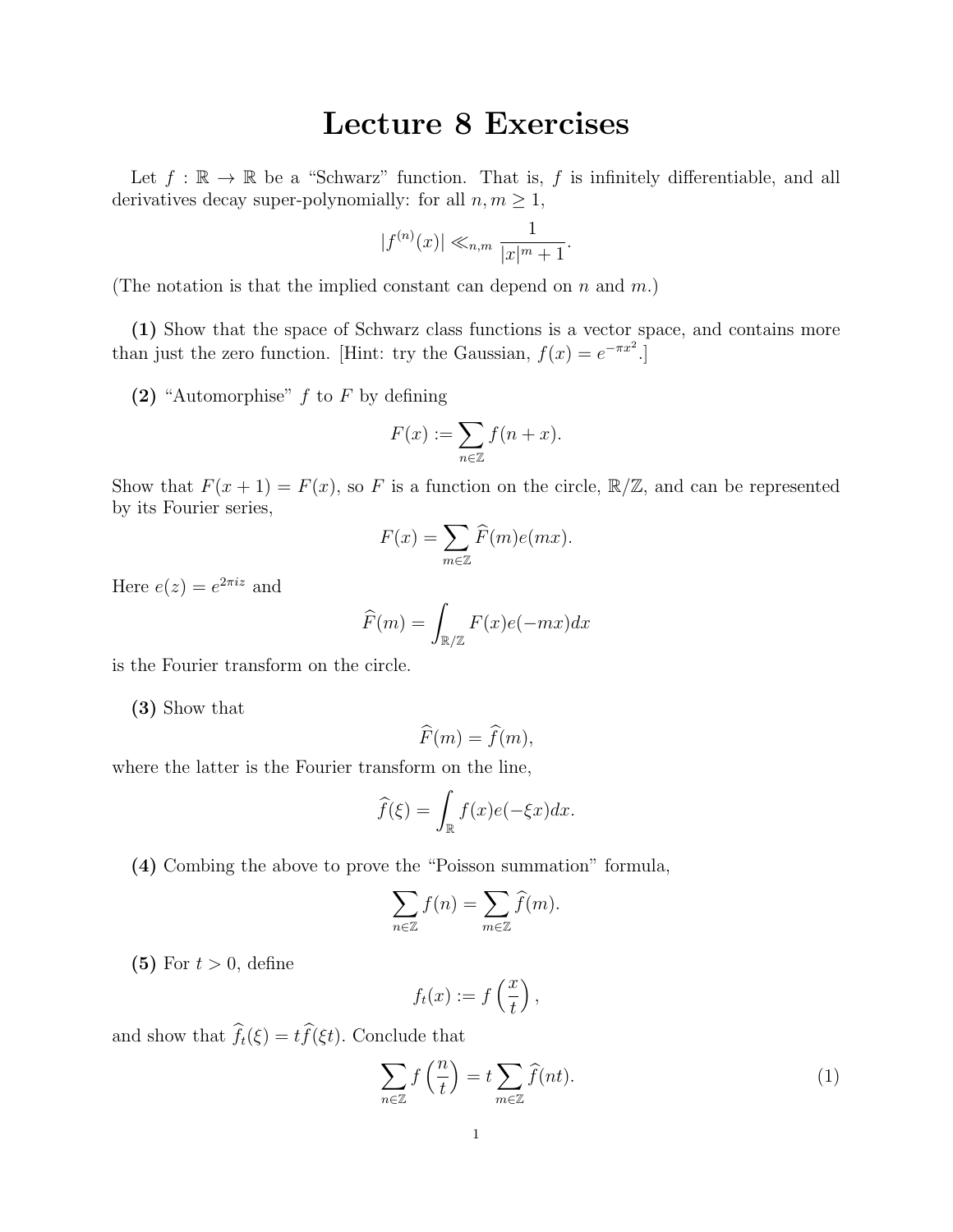# Lecture 8 Exercises

Let $f : \mathbb{R} \to \mathbb{R}$ be a "Schwarz" function. That is, $f$ is infinitely differentiable, and all derivatives decay super-polynomially: for all $n, m \geq 1$,

$$|f^{(n)}(x)| \ll_{n,m} \frac{1}{|x|^m + 1}.$$

(The notation is that the implied constant can depend on $n$ and $m$.)

**(1)** Show that the space of Schwarz class functions is a vector space, and contains more than just the zero function. [Hint: try the Gaussian, $f(x) = e^{-\pi x^2}$.]

**(2)** "Automorphise" $f$ to $F$ by defining

$$F(x) := \sum_{n \in \mathbb{Z}} f(n + x).$$

Show that $F(x + 1) = F(x)$, so $F$ is a function on the circle, $\mathbb{R}/\mathbb{Z}$, and can be represented by its Fourier series,

$$F(x) = \sum_{m \in \mathbb{Z}} \widehat{F}(m) e(mx).$$

Here $e(z) = e^{2\pi i z}$ and

$$\widehat{F}(m) = \int_{\mathbb{R}/\mathbb{Z}} F(x) e(-mx) dx$$

is the Fourier transform on the circle.

**(3)** Show that

$$\widehat{F}(m) = \widehat{f}(m),$$

where the latter is the Fourier transform on the line,

$$\widehat{f}(\xi) = \int_{\mathbb{R}} f(x) e(-\xi x) dx.$$

**(4)** Combing the above to prove the "Poisson summation" formula,

$$\sum_{n \in \mathbb{Z}} f(n) = \sum_{m \in \mathbb{Z}} \widehat{f}(m).$$

**(5)** For $t > 0$, define

$$f_t(x) := f\left(\frac{x}{t}\right),$$

and show that $\widehat{f}_t(\xi) = t\widehat{f}(\xi t)$. Conclude that

$$\sum_{n \in \mathbb{Z}} f\left(\frac{n}{t}\right) = t \sum_{m \in \mathbb{Z}} \widehat{f}(nt). \tag{1}$$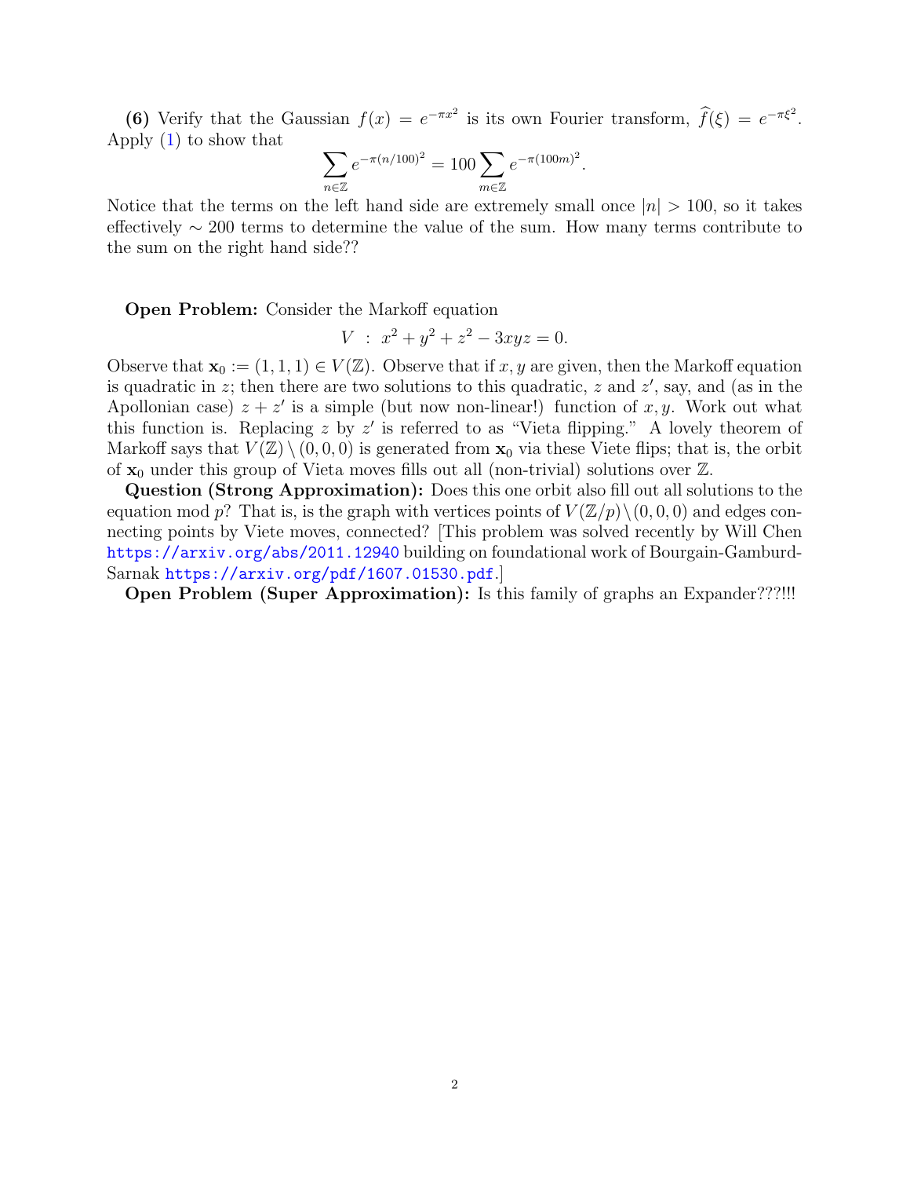**(6)** Verify that the Gaussian $f(x) = e^{-\pi x^2}$ is its own Fourier transform, $\widehat{f}(\xi) = e^{-\pi \xi^2}$. Apply (1) to show that

$$\sum_{n \in \mathbb{Z}} e^{-\pi (n/100)^2} = 100 \sum_{m \in \mathbb{Z}} e^{-\pi (100m)^2}.$$

Notice that the terms on the left hand side are extremely small once $|n| > 100$, so it takes effectively $\sim 200$ terms to determine the value of the sum. How many terms contribute to the sum on the right hand side??

**Open Problem:** Consider the Markoff equation

$$V \; : \; x^2 + y^2 + z^2 - 3xyz = 0.$$

Observe that $\mathbf{x}_0 := (1, 1, 1) \in V(\mathbb{Z})$. Observe that if $x, y$ are given, then the Markoff equation is quadratic in $z$; then there are two solutions to this quadratic, $z$ and $z'$, say, and (as in the Apollonian case) $z + z'$ is a simple (but now non-linear!) function of $x, y$. Work out what this function is. Replacing $z$ by $z'$ is referred to as "Vieta flipping." A lovely theorem of Markoff says that $V(\mathbb{Z}) \setminus (0, 0, 0)$ is generated from $\mathbf{x}_0$ via these Viete flips; that is, the orbit of $\mathbf{x}_0$ under this group of Vieta moves fills out all (non-trivial) solutions over $\mathbb{Z}$.

**Question (Strong Approximation):** Does this one orbit also fill out all solutions to the equation mod $p$? That is, is the graph with vertices points of $V(\mathbb{Z}/p) \setminus (0, 0, 0)$ and edges connecting points by Viete moves, connected? [This problem was solved recently by Will Chen https://arxiv.org/abs/2011.12940 building on foundational work of Bourgain-Gamburd-Sarnak https://arxiv.org/pdf/1607.01530.pdf.]

**Open Problem (Super Approximation):** Is this family of graphs an Expander???!!!